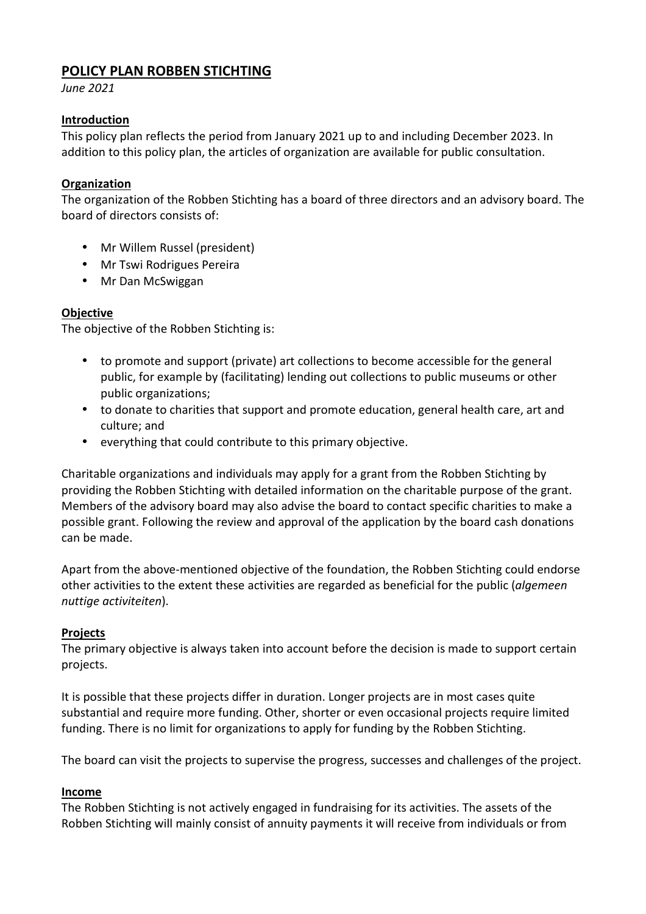# POLICY PLAN ROBBEN STICHTING

*June 2021*

## Introduction

This policy plan reflects the period from January 2021 up to and including December 2023. In addition to this policy plan, the articles of organization are available for public consultation.

## Organization

The organization of the Robben Stichting has a board of three directors and an advisory board. The board of directors consists of:

- Mr Willem Russel (president)
- Mr Tswi Rodrigues Pereira
- Mr Dan McSwiggan

## Objective

The objective of the Robben Stichting is:

- to promote and support (private) art collections to become accessible for the general public, for example by (facilitating) lending out collections to public museums or other public organizations;
- to donate to charities that support and promote education, general health care, art and culture; and
- everything that could contribute to this primary objective.

Charitable organizations and individuals may apply for a grant from the Robben Stichting by providing the Robben Stichting with detailed information on the charitable purpose of the grant. Members of the advisory board may also advise the board to contact specific charities to make a possible grant. Following the review and approval of the application by the board cash donations can be made.

Apart from the above-mentioned objective of the foundation, the Robben Stichting could endorse other activities to the extent these activities are regarded as beneficial for the public (*algemeen nuttige activiteiten*).

## Projects

The primary objective is always taken into account before the decision is made to support certain projects.

It is possible that these projects differ in duration. Longer projects are in most cases quite substantial and require more funding. Other, shorter or even occasional projects require limited funding. There is no limit for organizations to apply for funding by the Robben Stichting.

The board can visit the projects to supervise the progress, successes and challenges of the project.

## Income

The Robben Stichting is not actively engaged in fundraising for its activities. The assets of the Robben Stichting will mainly consist of annuity payments it will receive from individuals or from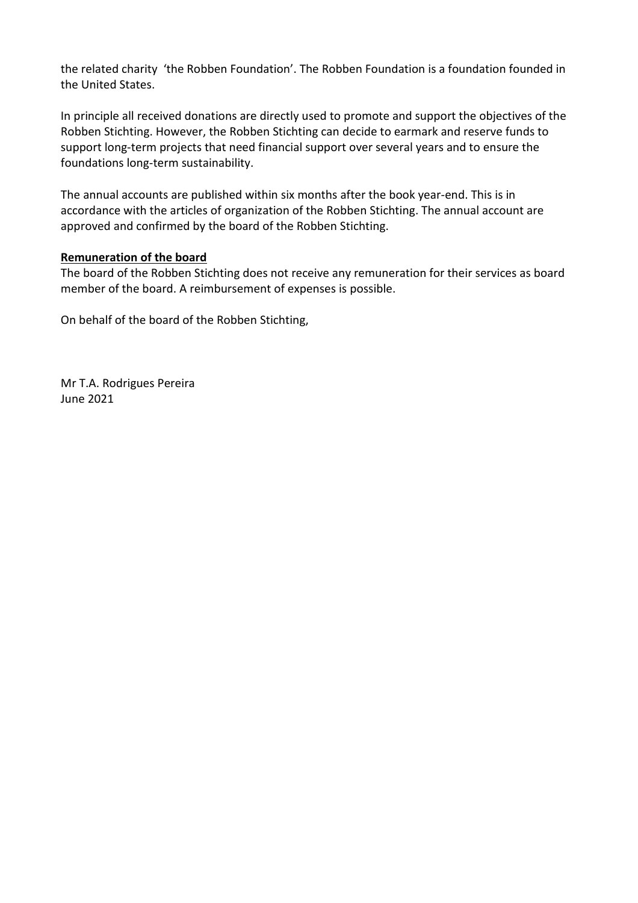the related charity 'the Robben Foundation'. The Robben Foundation is a foundation founded in the United States.

In principle all received donations are directly used to promote and support the objectives of the Robben Stichting. However, the Robben Stichting can decide to earmark and reserve funds to support long-term projects that need financial support over several years and to ensure the foundations long-term sustainability.

The annual accounts are published within six months after the book year-end. This is in accordance with the articles of organization of the Robben Stichting. The annual account are approved and confirmed by the board of the Robben Stichting.

**Remuneration of the board**

The board of the Robben Stichting does not receive any remuneration for their services as board member of the board. A reimbursement of expenses is possible.

On behalf of the board of the Robben Stichting,

Mr T.A. Rodrigues Pereira
June 2021